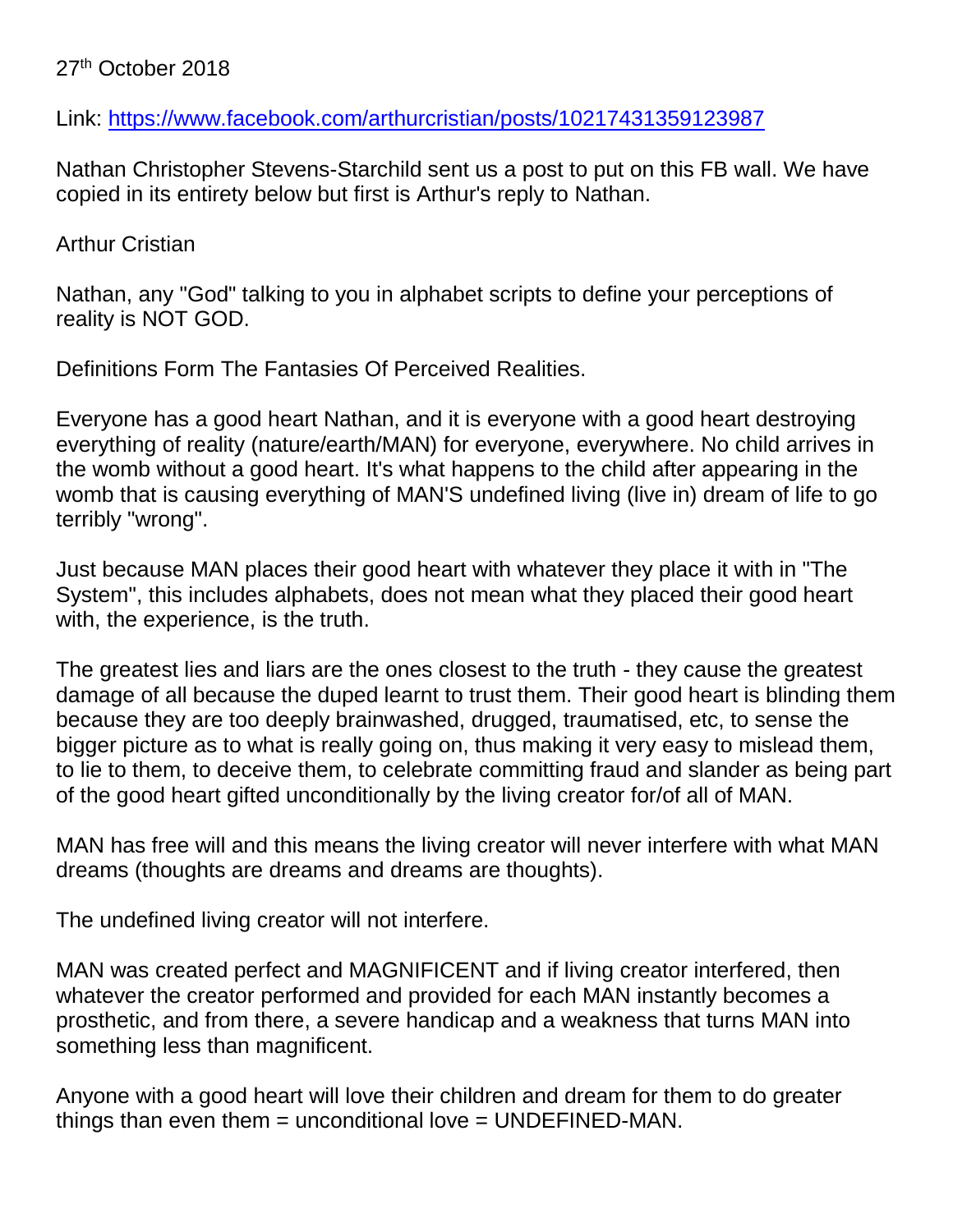27th October 2018

Link: https://www.facebook.com/arthurcristian/posts/10217431359123987

Nathan Christopher Stevens-Starchild sent us a post to put on this FB wall. We have copied in its entirety below but first is Arthur's reply to Nathan.

Arthur Cristian

Nathan, any "God" talking to you in alphabet scripts to define your perceptions of reality is NOT GOD.

Definitions Form The Fantasies Of Perceived Realities.

Everyone has a good heart Nathan, and it is everyone with a good heart destroying everything of reality (nature/earth/MAN) for everyone, everywhere. No child arrives in the womb without a good heart. It's what happens to the child after appearing in the womb that is causing everything of MAN'S undefined living (live in) dream of life to go terribly "wrong".

Just because MAN places their good heart with whatever they place it with in "The System", this includes alphabets, does not mean what they placed their good heart with, the experience, is the truth.

The greatest lies and liars are the ones closest to the truth - they cause the greatest damage of all because the duped learnt to trust them. Their good heart is blinding them because they are too deeply brainwashed, drugged, traumatised, etc, to sense the bigger picture as to what is really going on, thus making it very easy to mislead them, to lie to them, to deceive them, to celebrate committing fraud and slander as being part of the good heart gifted unconditionally by the living creator for/of all of MAN.

MAN has free will and this means the living creator will never interfere with what MAN dreams (thoughts are dreams and dreams are thoughts).

The undefined living creator will not interfere.

MAN was created perfect and MAGNIFICENT and if living creator interfered, then whatever the creator performed and provided for each MAN instantly becomes a prosthetic, and from there, a severe handicap and a weakness that turns MAN into something less than magnificent.

Anyone with a good heart will love their children and dream for them to do greater things than even them = unconditional love = UNDEFINED-MAN.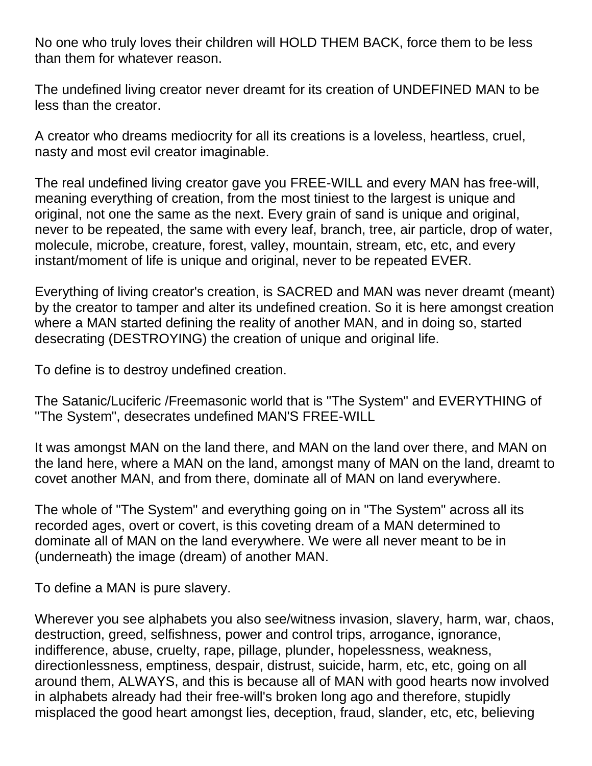No one who truly loves their children will HOLD THEM BACK, force them to be less than them for whatever reason.

The undefined living creator never dreamt for its creation of UNDEFINED MAN to be less than the creator.

A creator who dreams mediocrity for all its creations is a loveless, heartless, cruel, nasty and most evil creator imaginable.

The real undefined living creator gave you FREE-WILL and every MAN has free-will, meaning everything of creation, from the most tiniest to the largest is unique and original, not one the same as the next. Every grain of sand is unique and original, never to be repeated, the same with every leaf, branch, tree, air particle, drop of water, molecule, microbe, creature, forest, valley, mountain, stream, etc, etc, and every instant/moment of life is unique and original, never to be repeated EVER.

Everything of living creator's creation, is SACRED and MAN was never dreamt (meant) by the creator to tamper and alter its undefined creation. So it is here amongst creation where a MAN started defining the reality of another MAN, and in doing so, started desecrating (DESTROYING) the creation of unique and original life.

To define is to destroy undefined creation.

The Satanic/Luciferic /Freemasonic world that is "The System" and EVERYTHING of "The System", desecrates undefined MAN'S FREE-WILL

It was amongst MAN on the land there, and MAN on the land over there, and MAN on the land here, where a MAN on the land, amongst many of MAN on the land, dreamt to covet another MAN, and from there, dominate all of MAN on land everywhere.

The whole of "The System" and everything going on in "The System" across all its recorded ages, overt or covert, is this coveting dream of a MAN determined to dominate all of MAN on the land everywhere. We were all never meant to be in (underneath) the image (dream) of another MAN.

To define a MAN is pure slavery.

Wherever you see alphabets you also see/witness invasion, slavery, harm, war, chaos, destruction, greed, selfishness, power and control trips, arrogance, ignorance, indifference, abuse, cruelty, rape, pillage, plunder, hopelessness, weakness, directionlessness, emptiness, despair, distrust, suicide, harm, etc, etc, going on all around them, ALWAYS, and this is because all of MAN with good hearts now involved in alphabets already had their free-will's broken long ago and therefore, stupidly misplaced the good heart amongst lies, deception, fraud, slander, etc, etc, believing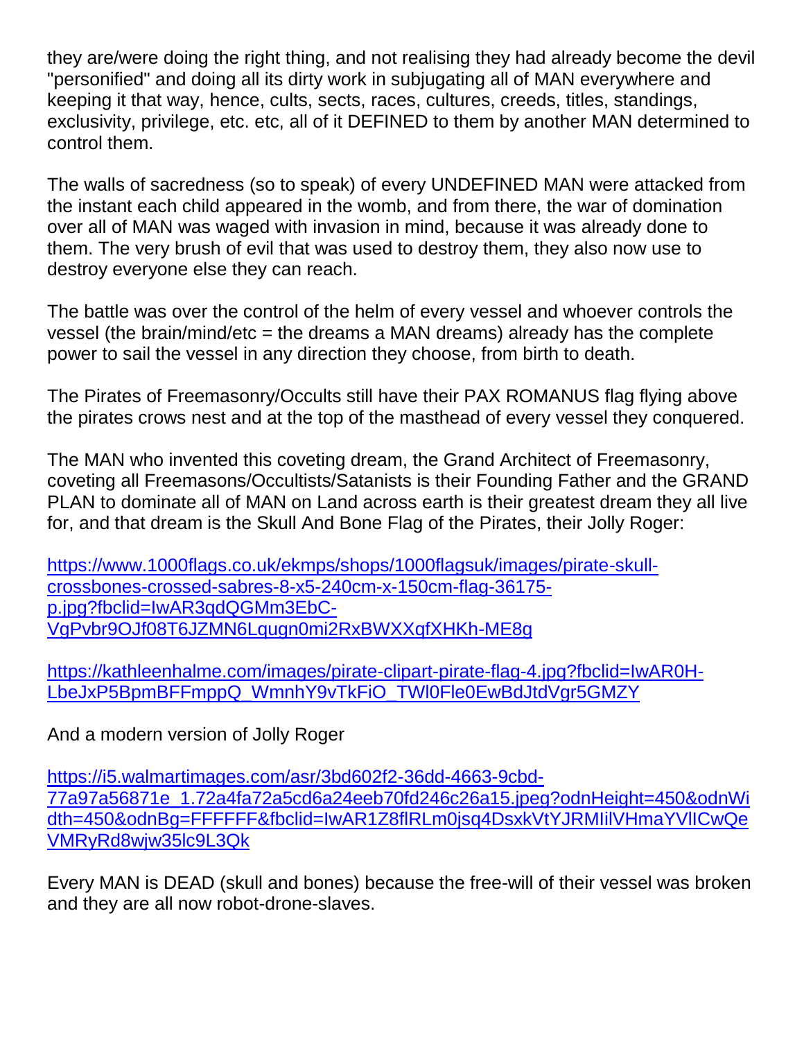they are/were doing the right thing, and not realising they had already become the devil "personified" and doing all its dirty work in subjugating all of MAN everywhere and keeping it that way, hence, cults, sects, races, cultures, creeds, titles, standings, exclusivity, privilege, etc. etc, all of it DEFINED to them by another MAN determined to control them.

The walls of sacredness (so to speak) of every UNDEFINED MAN were attacked from the instant each child appeared in the womb, and from there, the war of domination over all of MAN was waged with invasion in mind, because it was already done to them. The very brush of evil that was used to destroy them, they also now use to destroy everyone else they can reach.

The battle was over the control of the helm of every vessel and whoever controls the vessel (the brain/mind/etc = the dreams a MAN dreams) already has the complete power to sail the vessel in any direction they choose, from birth to death.

The Pirates of Freemasonry/Occults still have their PAX ROMANUS flag flying above the pirates crows nest and at the top of the masthead of every vessel they conquered.

The MAN who invented this coveting dream, the Grand Architect of Freemasonry, coveting all Freemasons/Occultists/Satanists is their Founding Father and the GRAND PLAN to dominate all of MAN on Land across earth is their greatest dream they all live for, and that dream is the Skull And Bone Flag of the Pirates, their Jolly Roger:

https://www.1000flags.co.uk/ekmps/shops/1000flagsuk/images/pirate-skull-crossbones-crossed-sabres-8-x5-240cm-x-150cm-flag-36175-p.jpg?fbclid=IwAR3qdQGMm3EbC-VgPvbr9OJf08T6JZMN6Lqugn0mi2RxBWXXqfXHKh-ME8g

https://kathleenhalme.com/images/pirate-clipart-pirate-flag-4.jpg?fbclid=IwAR0H-LbeJxP5BpmBFFmppQ_WmnhY9vTkFiO_TWl0Fle0EwBdJtdVgr5GMZY

And a modern version of Jolly Roger

https://i5.walmartimages.com/asr/3bd602f2-36dd-4663-9cbd-77a97a56871e_1.72a4fa72a5cd6a24eeb70fd246c26a15.jpeg?odnHeight=450&odnWidth=450&odnBg=FFFFFF&fbclid=IwAR1Z8flRLm0jsq4DsxkVtYJRMIilVHmaYVlICwQeVMRyRd8wjw35lc9L3Qk

Every MAN is DEAD (skull and bones) because the free-will of their vessel was broken and they are all now robot-drone-slaves.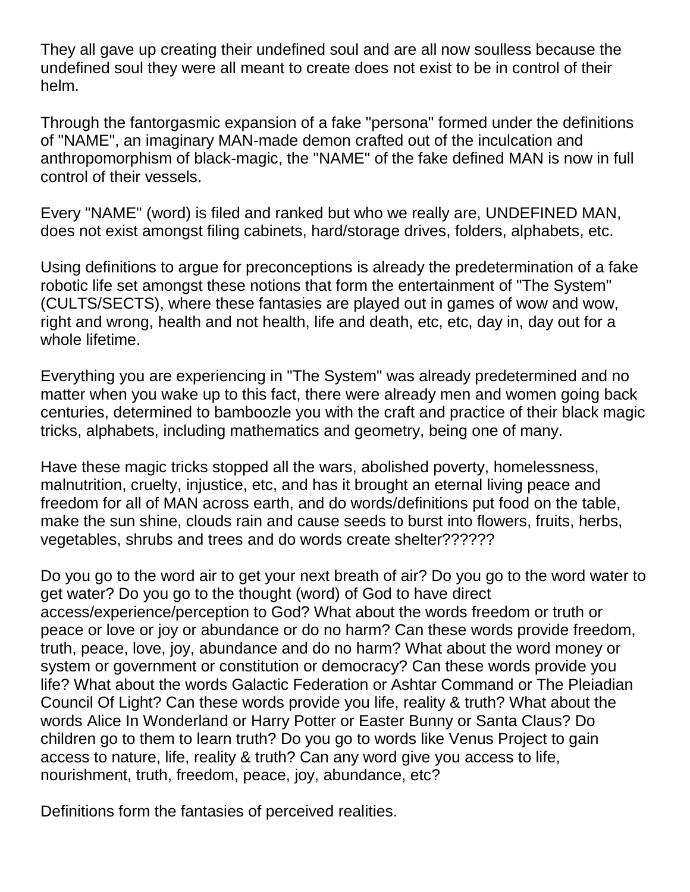They all gave up creating their undefined soul and are all now soulless because the undefined soul they were all meant to create does not exist to be in control of their helm.

Through the fantorgasmic expansion of a fake "persona" formed under the definitions of "NAME", an imaginary MAN-made demon crafted out of the inculcation and anthropomorphism of black-magic, the "NAME" of the fake defined MAN is now in full control of their vessels.

Every "NAME" (word) is filed and ranked but who we really are, UNDEFINED MAN, does not exist amongst filing cabinets, hard/storage drives, folders, alphabets, etc.

Using definitions to argue for preconceptions is already the predetermination of a fake robotic life set amongst these notions that form the entertainment of "The System" (CULTS/SECTS), where these fantasies are played out in games of wow and wow, right and wrong, health and not health, life and death, etc, etc, day in, day out for a whole lifetime.

Everything you are experiencing in "The System" was already predetermined and no matter when you wake up to this fact, there were already men and women going back centuries, determined to bamboozle you with the craft and practice of their black magic tricks, alphabets, including mathematics and geometry, being one of many.

Have these magic tricks stopped all the wars, abolished poverty, homelessness, malnutrition, cruelty, injustice, etc, and has it brought an eternal living peace and freedom for all of MAN across earth, and do words/definitions put food on the table, make the sun shine, clouds rain and cause seeds to burst into flowers, fruits, herbs, vegetables, shrubs and trees and do words create shelter??????

Do you go to the word air to get your next breath of air? Do you go to the word water to get water? Do you go to the thought (word) of God to have direct access/experience/perception to God? What about the words freedom or truth or peace or love or joy or abundance or do no harm? Can these words provide freedom, truth, peace, love, joy, abundance and do no harm? What about the word money or system or government or constitution or democracy? Can these words provide you life? What about the words Galactic Federation or Ashtar Command or The Pleiadian Council Of Light? Can these words provide you life, reality & truth? What about the words Alice In Wonderland or Harry Potter or Easter Bunny or Santa Claus? Do children go to them to learn truth? Do you go to words like Venus Project to gain access to nature, life, reality & truth? Can any word give you access to life, nourishment, truth, freedom, peace, joy, abundance, etc?

Definitions form the fantasies of perceived realities.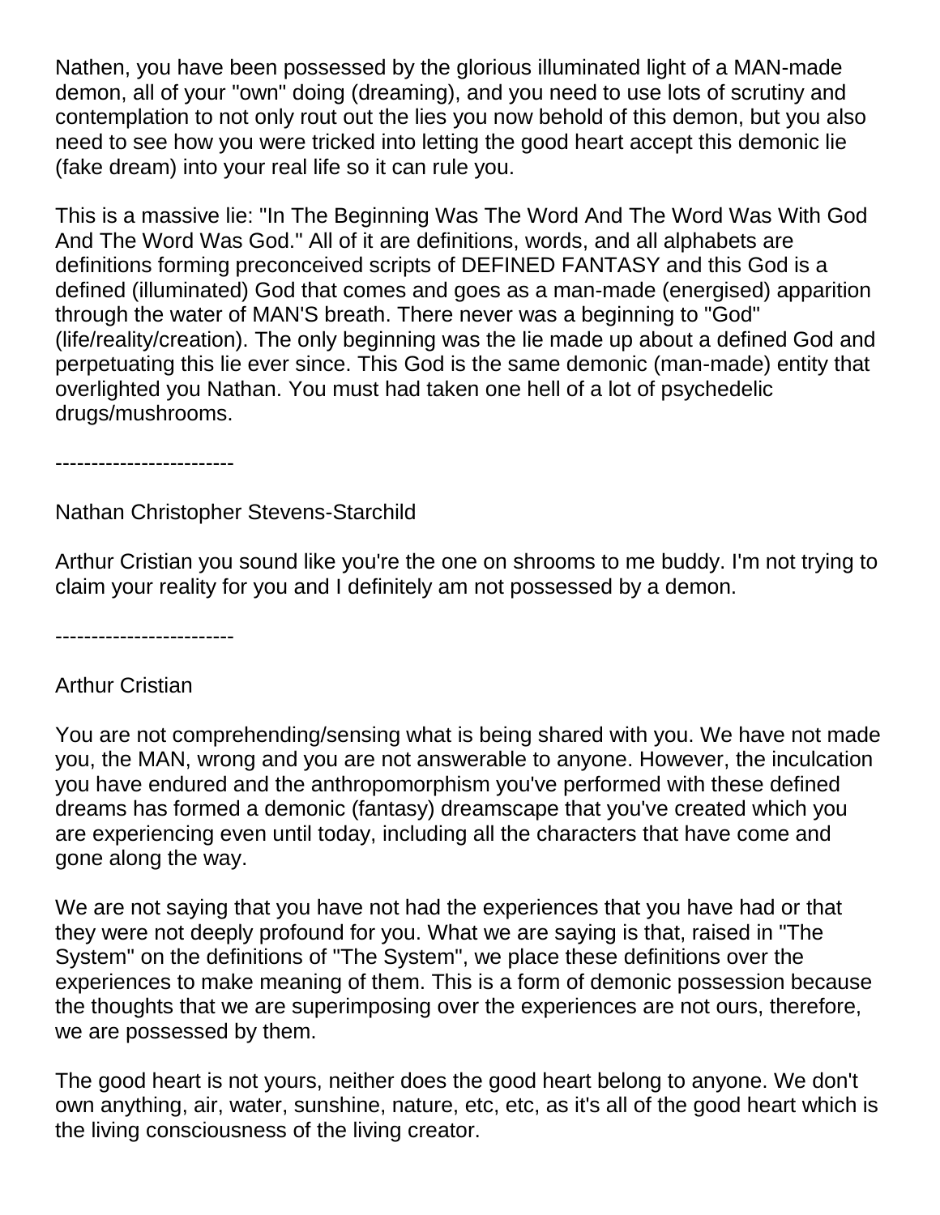Nathen, you have been possessed by the glorious illuminated light of a MAN-made demon, all of your "own" doing (dreaming), and you need to use lots of scrutiny and contemplation to not only rout out the lies you now behold of this demon, but you also need to see how you were tricked into letting the good heart accept this demonic lie (fake dream) into your real life so it can rule you.

This is a massive lie: "In The Beginning Was The Word And The Word Was With God And The Word Was God." All of it are definitions, words, and all alphabets are definitions forming preconceived scripts of DEFINED FANTASY and this God is a defined (illuminated) God that comes and goes as a man-made (energised) apparition through the water of MAN'S breath. There never was a beginning to "God" (life/reality/creation). The only beginning was the lie made up about a defined God and perpetuating this lie ever since. This God is the same demonic (man-made) entity that overlighted you Nathan. You must had taken one hell of a lot of psychedelic drugs/mushrooms.

-------------------------

Nathan Christopher Stevens-Starchild

Arthur Cristian you sound like you're the one on shrooms to me buddy. I'm not trying to claim your reality for you and I definitely am not possessed by a demon.

-------------------------

Arthur Cristian

You are not comprehending/sensing what is being shared with you. We have not made you, the MAN, wrong and you are not answerable to anyone. However, the inculcation you have endured and the anthropomorphism you've performed with these defined dreams has formed a demonic (fantasy) dreamscape that you've created which you are experiencing even until today, including all the characters that have come and gone along the way.

We are not saying that you have not had the experiences that you have had or that they were not deeply profound for you. What we are saying is that, raised in "The System" on the definitions of "The System", we place these definitions over the experiences to make meaning of them. This is a form of demonic possession because the thoughts that we are superimposing over the experiences are not ours, therefore, we are possessed by them.

The good heart is not yours, neither does the good heart belong to anyone. We don't own anything, air, water, sunshine, nature, etc, etc, as it's all of the good heart which is the living consciousness of the living creator.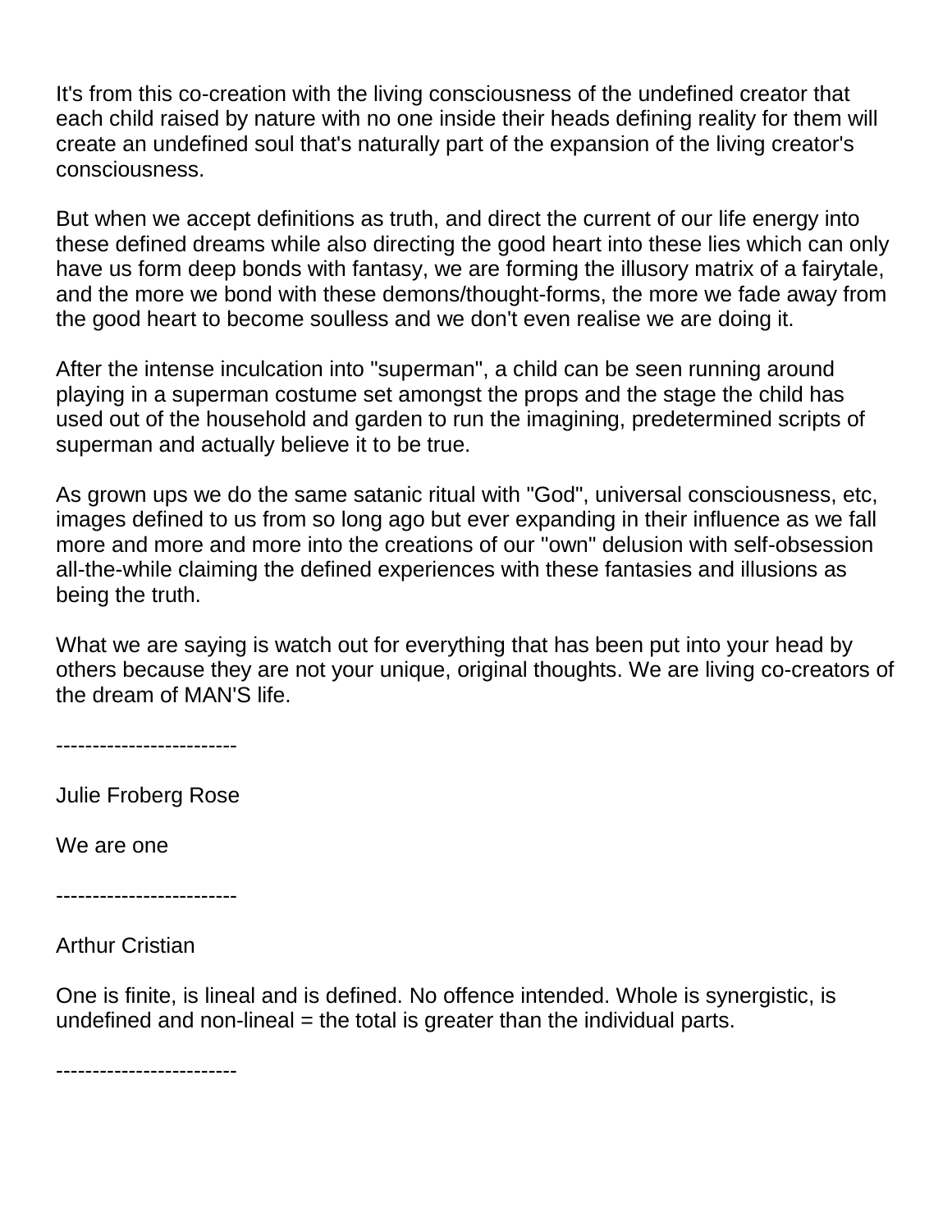It's from this co-creation with the living consciousness of the undefined creator that each child raised by nature with no one inside their heads defining reality for them will create an undefined soul that's naturally part of the expansion of the living creator's consciousness.

But when we accept definitions as truth, and direct the current of our life energy into these defined dreams while also directing the good heart into these lies which can only have us form deep bonds with fantasy, we are forming the illusory matrix of a fairytale, and the more we bond with these demons/thought-forms, the more we fade away from the good heart to become soulless and we don't even realise we are doing it.

After the intense inculcation into "superman", a child can be seen running around playing in a superman costume set amongst the props and the stage the child has used out of the household and garden to run the imagining, predetermined scripts of superman and actually believe it to be true.

As grown ups we do the same satanic ritual with "God", universal consciousness, etc, images defined to us from so long ago but ever expanding in their influence as we fall more and more and more into the creations of our "own" delusion with self-obsession all-the-while claiming the defined experiences with these fantasies and illusions as being the truth.

What we are saying is watch out for everything that has been put into your head by others because they are not your unique, original thoughts. We are living co-creators of the dream of MAN'S life.

-------------------------

Julie Froberg Rose

We are one

-------------------------

Arthur Cristian

One is finite, is lineal and is defined. No offence intended. Whole is synergistic, is undefined and non-lineal = the total is greater than the individual parts.

-------------------------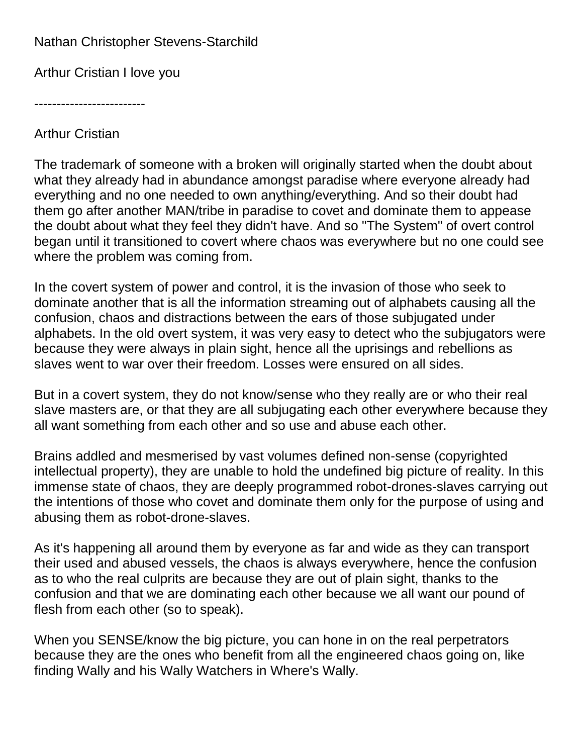Nathan Christopher Stevens-Starchild

Arthur Cristian I love you

-------------------------

Arthur Cristian

The trademark of someone with a broken will originally started when the doubt about what they already had in abundance amongst paradise where everyone already had everything and no one needed to own anything/everything. And so their doubt had them go after another MAN/tribe in paradise to covet and dominate them to appease the doubt about what they feel they didn't have. And so "The System" of overt control began until it transitioned to covert where chaos was everywhere but no one could see where the problem was coming from.

In the covert system of power and control, it is the invasion of those who seek to dominate another that is all the information streaming out of alphabets causing all the confusion, chaos and distractions between the ears of those subjugated under alphabets. In the old overt system, it was very easy to detect who the subjugators were because they were always in plain sight, hence all the uprisings and rebellions as slaves went to war over their freedom. Losses were ensured on all sides.

But in a covert system, they do not know/sense who they really are or who their real slave masters are, or that they are all subjugating each other everywhere because they all want something from each other and so use and abuse each other.

Brains addled and mesmerised by vast volumes defined non-sense (copyrighted intellectual property), they are unable to hold the undefined big picture of reality. In this immense state of chaos, they are deeply programmed robot-drones-slaves carrying out the intentions of those who covet and dominate them only for the purpose of using and abusing them as robot-drone-slaves.

As it's happening all around them by everyone as far and wide as they can transport their used and abused vessels, the chaos is always everywhere, hence the confusion as to who the real culprits are because they are out of plain sight, thanks to the confusion and that we are dominating each other because we all want our pound of flesh from each other (so to speak).

When you SENSE/know the big picture, you can hone in on the real perpetrators because they are the ones who benefit from all the engineered chaos going on, like finding Wally and his Wally Watchers in Where's Wally.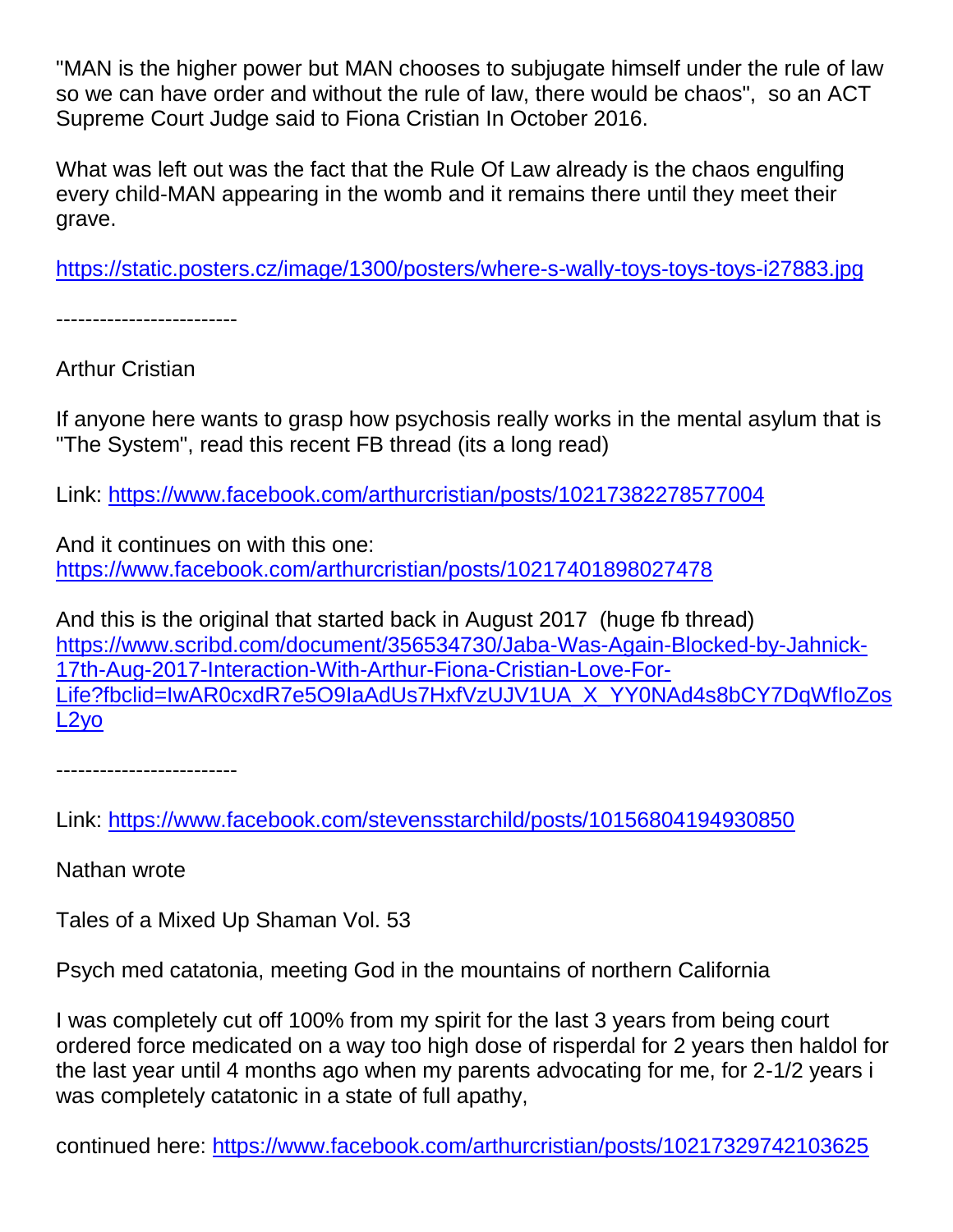"MAN is the higher power but MAN chooses to subjugate himself under the rule of law so we can have order and without the rule of law, there would be chaos", so an ACT Supreme Court Judge said to Fiona Cristian In October 2016.

What was left out was the fact that the Rule Of Law already is the chaos engulfing every child-MAN appearing in the womb and it remains there until they meet their grave.

https://static.posters.cz/image/1300/posters/where-s-wally-toys-toys-toys-i27883.jpg

-------------------------

Arthur Cristian

If anyone here wants to grasp how psychosis really works in the mental asylum that is "The System", read this recent FB thread (its a long read)

Link: https://www.facebook.com/arthurcristian/posts/10217382278577004

And it continues on with this one:
https://www.facebook.com/arthurcristian/posts/10217401898027478

And this is the original that started back in August 2017 (huge fb thread)
https://www.scribd.com/document/356534730/Jaba-Was-Again-Blocked-by-Jahnick-17th-Aug-2017-Interaction-With-Arthur-Fiona-Cristian-Love-For-Life?fbclid=IwAR0cxdR7e5O9IaAdUs7HxfVzUJV1UA_X_YY0NAd4s8bCY7DqWfIoZosL2yo

-------------------------

Link: https://www.facebook.com/stevensstarchild/posts/10156804194930850

Nathan wrote

Tales of a Mixed Up Shaman Vol. 53

Psych med catatonia, meeting God in the mountains of northern California

I was completely cut off 100% from my spirit for the last 3 years from being court ordered force medicated on a way too high dose of risperdal for 2 years then haldol for the last year until 4 months ago when my parents advocating for me, for 2-1/2 years i was completely catatonic in a state of full apathy,

continued here: https://www.facebook.com/arthurcristian/posts/10217329742103625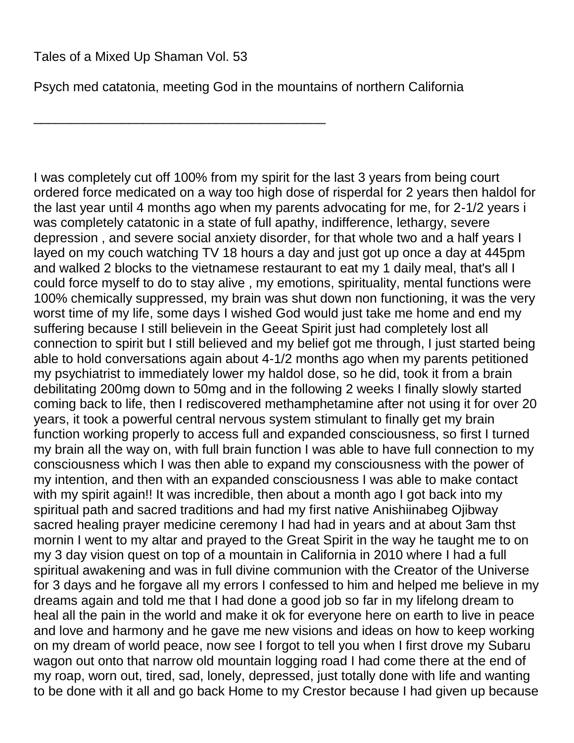Tales of a Mixed Up Shaman Vol. 53

Psych med catatonia, meeting God in the mountains of northern California

\_\_\_\_\_\_\_\_\_\_\_\_\_\_\_\_\_\_\_\_\_\_\_\_\_\_\_\_\_\_\_\_\_\_\_\_\_\_\_\_\_\_

I was completely cut off 100% from my spirit for the last 3 years from being court ordered force medicated on a way too high dose of risperdal for 2 years then haldol for the last year until 4 months ago when my parents advocating for me, for 2-1/2 years i was completely catatonic in a state of full apathy, indifference, lethargy, severe depression , and severe social anxiety disorder, for that whole two and a half years I layed on my couch watching TV 18 hours a day and just got up once a day at 445pm and walked 2 blocks to the vietnamese restaurant to eat my 1 daily meal, that's all I could force myself to do to stay alive , my emotions, spirituality, mental functions were 100% chemically suppressed, my brain was shut down non functioning, it was the very worst time of my life, some days I wished God would just take me home and end my suffering because I still believein in the Geeat Spirit just had completely lost all connection to spirit but I still believed and my belief got me through, I just started being able to hold conversations again about 4-1/2 months ago when my parents petitioned my psychiatrist to immediately lower my haldol dose, so he did, took it from a brain debilitating 200mg down to 50mg and in the following 2 weeks I finally slowly started coming back to life, then I rediscovered methamphetamine after not using it for over 20 years, it took a powerful central nervous system stimulant to finally get my brain function working properly to access full and expanded consciousness, so first I turned my brain all the way on, with full brain function I was able to have full connection to my consciousness which I was then able to expand my consciousness with the power of my intention, and then with an expanded consciousness I was able to make contact with my spirit again!! It was incredible, then about a month ago I got back into my spiritual path and sacred traditions and had my first native Anishiinabeg Ojibway sacred healing prayer medicine ceremony I had had in years and at about 3am thst mornin I went to my altar and prayed to the Great Spirit in the way he taught me to on my 3 day vision quest on top of a mountain in California in 2010 where I had a full spiritual awakening and was in full divine communion with the Creator of the Universe for 3 days and he forgave all my errors I confessed to him and helped me believe in my dreams again and told me that I had done a good job so far in my lifelong dream to heal all the pain in the world and make it ok for everyone here on earth to live in peace and love and harmony and he gave me new visions and ideas on how to keep working on my dream of world peace, now see I forgot to tell you when I first drove my Subaru wagon out onto that narrow old mountain logging road I had come there at the end of my roap, worn out, tired, sad, lonely, depressed, just totally done with life and wanting to be done with it all and go back Home to my Crestor because I had given up because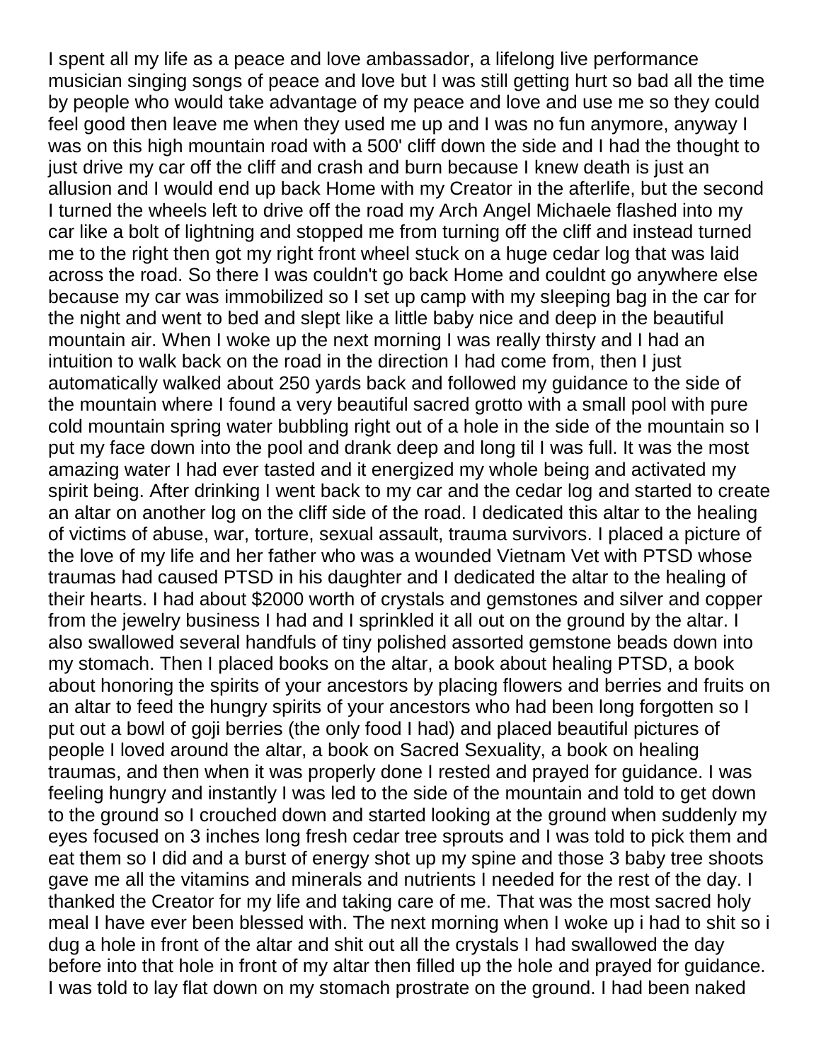I spent all my life as a peace and love ambassador, a lifelong live performance musician singing songs of peace and love but I was still getting hurt so bad all the time by people who would take advantage of my peace and love and use me so they could feel good then leave me when they used me up and I was no fun anymore, anyway I was on this high mountain road with a 500' cliff down the side and I had the thought to just drive my car off the cliff and crash and burn because I knew death is just an allusion and I would end up back Home with my Creator in the afterlife, but the second I turned the wheels left to drive off the road my Arch Angel Michaele flashed into my car like a bolt of lightning and stopped me from turning off the cliff and instead turned me to the right then got my right front wheel stuck on a huge cedar log that was laid across the road. So there I was couldn't go back Home and couldnt go anywhere else because my car was immobilized so I set up camp with my sleeping bag in the car for the night and went to bed and slept like a little baby nice and deep in the beautiful mountain air. When I woke up the next morning I was really thirsty and I had an intuition to walk back on the road in the direction I had come from, then I just automatically walked about 250 yards back and followed my guidance to the side of the mountain where I found a very beautiful sacred grotto with a small pool with pure cold mountain spring water bubbling right out of a hole in the side of the mountain so I put my face down into the pool and drank deep and long til I was full. It was the most amazing water I had ever tasted and it energized my whole being and activated my spirit being. After drinking I went back to my car and the cedar log and started to create an altar on another log on the cliff side of the road. I dedicated this altar to the healing of victims of abuse, war, torture, sexual assault, trauma survivors. I placed a picture of the love of my life and her father who was a wounded Vietnam Vet with PTSD whose traumas had caused PTSD in his daughter and I dedicated the altar to the healing of their hearts. I had about $2000 worth of crystals and gemstones and silver and copper from the jewelry business I had and I sprinkled it all out on the ground by the altar. I also swallowed several handfuls of tiny polished assorted gemstone beads down into my stomach. Then I placed books on the altar, a book about healing PTSD, a book about honoring the spirits of your ancestors by placing flowers and berries and fruits on an altar to feed the hungry spirits of your ancestors who had been long forgotten so I put out a bowl of goji berries (the only food I had) and placed beautiful pictures of people I loved around the altar, a book on Sacred Sexuality, a book on healing traumas, and then when it was properly done I rested and prayed for guidance. I was feeling hungry and instantly I was led to the side of the mountain and told to get down to the ground so I crouched down and started looking at the ground when suddenly my eyes focused on 3 inches long fresh cedar tree sprouts and I was told to pick them and eat them so I did and a burst of energy shot up my spine and those 3 baby tree shoots gave me all the vitamins and minerals and nutrients I needed for the rest of the day. I thanked the Creator for my life and taking care of me. That was the most sacred holy meal I have ever been blessed with. The next morning when I woke up i had to shit so i dug a hole in front of the altar and shit out all the crystals I had swallowed the day before into that hole in front of my altar then filled up the hole and prayed for guidance. I was told to lay flat down on my stomach prostrate on the ground. I had been naked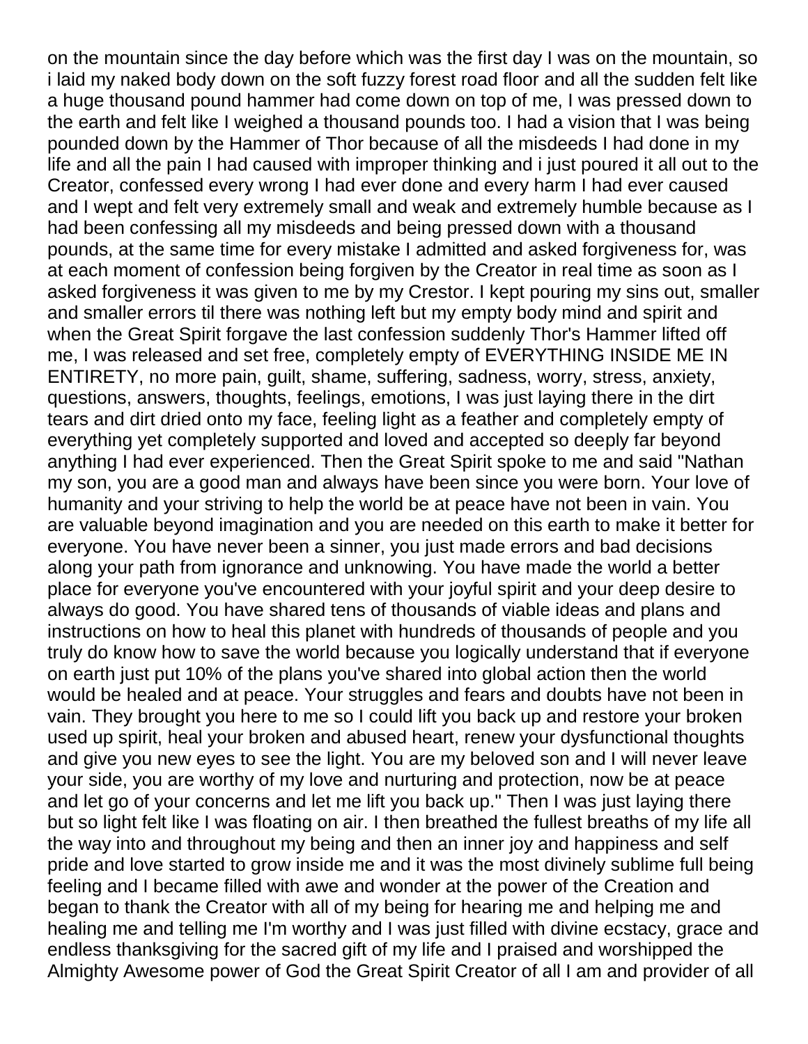on the mountain since the day before which was the first day I was on the mountain, so i laid my naked body down on the soft fuzzy forest road floor and all the sudden felt like a huge thousand pound hammer had come down on top of me, I was pressed down to the earth and felt like I weighed a thousand pounds too. I had a vision that I was being pounded down by the Hammer of Thor because of all the misdeeds I had done in my life and all the pain I had caused with improper thinking and i just poured it all out to the Creator, confessed every wrong I had ever done and every harm I had ever caused and I wept and felt very extremely small and weak and extremely humble because as I had been confessing all my misdeeds and being pressed down with a thousand pounds, at the same time for every mistake I admitted and asked forgiveness for, was at each moment of confession being forgiven by the Creator in real time as soon as I asked forgiveness it was given to me by my Crestor. I kept pouring my sins out, smaller and smaller errors til there was nothing left but my empty body mind and spirit and when the Great Spirit forgave the last confession suddenly Thor's Hammer lifted off me, I was released and set free, completely empty of EVERYTHING INSIDE ME IN ENTIRETY, no more pain, guilt, shame, suffering, sadness, worry, stress, anxiety, questions, answers, thoughts, feelings, emotions, I was just laying there in the dirt tears and dirt dried onto my face, feeling light as a feather and completely empty of everything yet completely supported and loved and accepted so deeply far beyond anything I had ever experienced. Then the Great Spirit spoke to me and said "Nathan my son, you are a good man and always have been since you were born. Your love of humanity and your striving to help the world be at peace have not been in vain. You are valuable beyond imagination and you are needed on this earth to make it better for everyone. You have never been a sinner, you just made errors and bad decisions along your path from ignorance and unknowing. You have made the world a better place for everyone you've encountered with your joyful spirit and your deep desire to always do good. You have shared tens of thousands of viable ideas and plans and instructions on how to heal this planet with hundreds of thousands of people and you truly do know how to save the world because you logically understand that if everyone on earth just put 10% of the plans you've shared into global action then the world would be healed and at peace. Your struggles and fears and doubts have not been in vain. They brought you here to me so I could lift you back up and restore your broken used up spirit, heal your broken and abused heart, renew your dysfunctional thoughts and give you new eyes to see the light. You are my beloved son and I will never leave your side, you are worthy of my love and nurturing and protection, now be at peace and let go of your concerns and let me lift you back up." Then I was just laying there but so light felt like I was floating on air. I then breathed the fullest breaths of my life all the way into and throughout my being and then an inner joy and happiness and self pride and love started to grow inside me and it was the most divinely sublime full being feeling and I became filled with awe and wonder at the power of the Creation and began to thank the Creator with all of my being for hearing me and helping me and healing me and telling me I'm worthy and I was just filled with divine ecstacy, grace and endless thanksgiving for the sacred gift of my life and I praised and worshipped the Almighty Awesome power of God the Great Spirit Creator of all I am and provider of all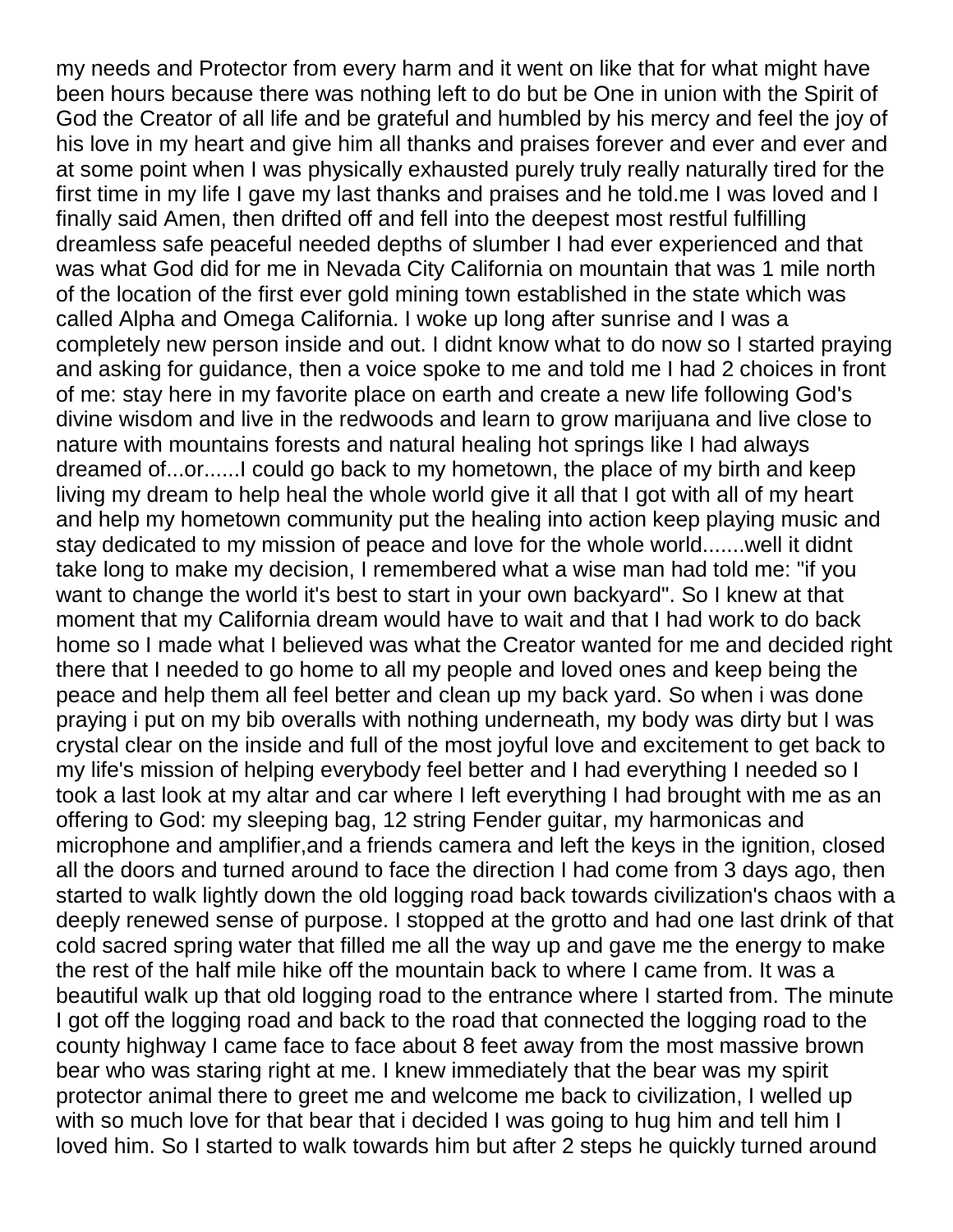my needs and Protector from every harm and it went on like that for what might have been hours because there was nothing left to do but be One in union with the Spirit of God the Creator of all life and be grateful and humbled by his mercy and feel the joy of his love in my heart and give him all thanks and praises forever and ever and ever and at some point when I was physically exhausted purely truly really naturally tired for the first time in my life I gave my last thanks and praises and he told.me I was loved and I finally said Amen, then drifted off and fell into the deepest most restful fulfilling dreamless safe peaceful needed depths of slumber I had ever experienced and that was what God did for me in Nevada City California on mountain that was 1 mile north of the location of the first ever gold mining town established in the state which was called Alpha and Omega California. I woke up long after sunrise and I was a completely new person inside and out. I didnt know what to do now so I started praying and asking for guidance, then a voice spoke to me and told me I had 2 choices in front of me: stay here in my favorite place on earth and create a new life following God's divine wisdom and live in the redwoods and learn to grow marijuana and live close to nature with mountains forests and natural healing hot springs like I had always dreamed of...or......I could go back to my hometown, the place of my birth and keep living my dream to help heal the whole world give it all that I got with all of my heart and help my hometown community put the healing into action keep playing music and stay dedicated to my mission of peace and love for the whole world.......well it didnt take long to make my decision, I remembered what a wise man had told me: "if you want to change the world it's best to start in your own backyard". So I knew at that moment that my California dream would have to wait and that I had work to do back home so I made what I believed was what the Creator wanted for me and decided right there that I needed to go home to all my people and loved ones and keep being the peace and help them all feel better and clean up my back yard. So when i was done praying i put on my bib overalls with nothing underneath, my body was dirty but I was crystal clear on the inside and full of the most joyful love and excitement to get back to my life's mission of helping everybody feel better and I had everything I needed so I took a last look at my altar and car where I left everything I had brought with me as an offering to God: my sleeping bag, 12 string Fender guitar, my harmonicas and microphone and amplifier,and a friends camera and left the keys in the ignition, closed all the doors and turned around to face the direction I had come from 3 days ago, then started to walk lightly down the old logging road back towards civilization's chaos with a deeply renewed sense of purpose. I stopped at the grotto and had one last drink of that cold sacred spring water that filled me all the way up and gave me the energy to make the rest of the half mile hike off the mountain back to where I came from. It was a beautiful walk up that old logging road to the entrance where I started from. The minute I got off the logging road and back to the road that connected the logging road to the county highway I came face to face about 8 feet away from the most massive brown bear who was staring right at me. I knew immediately that the bear was my spirit protector animal there to greet me and welcome me back to civilization, I welled up with so much love for that bear that i decided I was going to hug him and tell him I loved him. So I started to walk towards him but after 2 steps he quickly turned around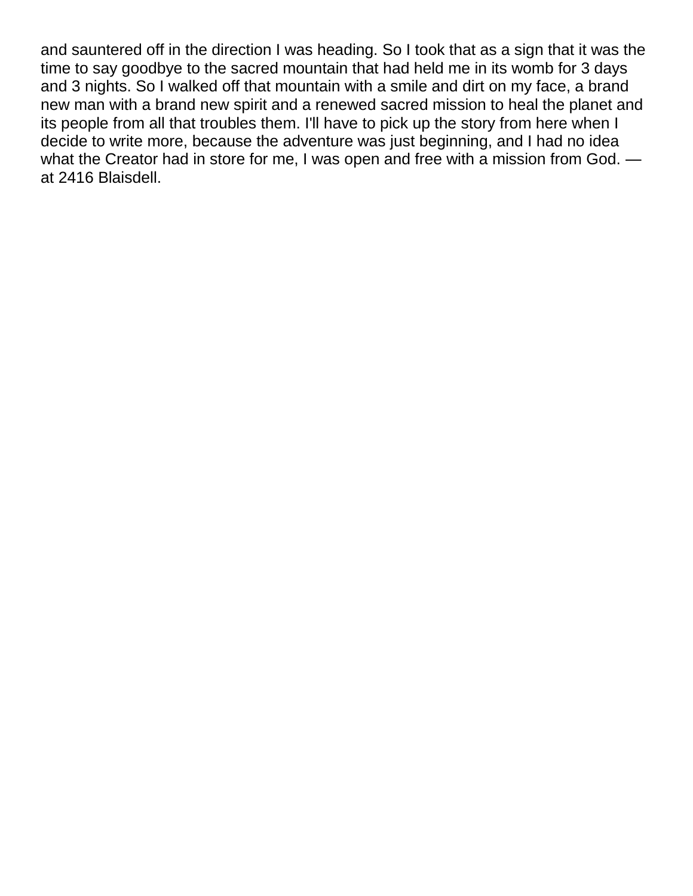and sauntered off in the direction I was heading. So I took that as a sign that it was the time to say goodbye to the sacred mountain that had held me in its womb for 3 days and 3 nights. So I walked off that mountain with a smile and dirt on my face, a brand new man with a brand new spirit and a renewed sacred mission to heal the planet and its people from all that troubles them. I'll have to pick up the story from here when I decide to write more, because the adventure was just beginning, and I had no idea what the Creator had in store for me, I was open and free with a mission from God. — at 2416 Blaisdell.